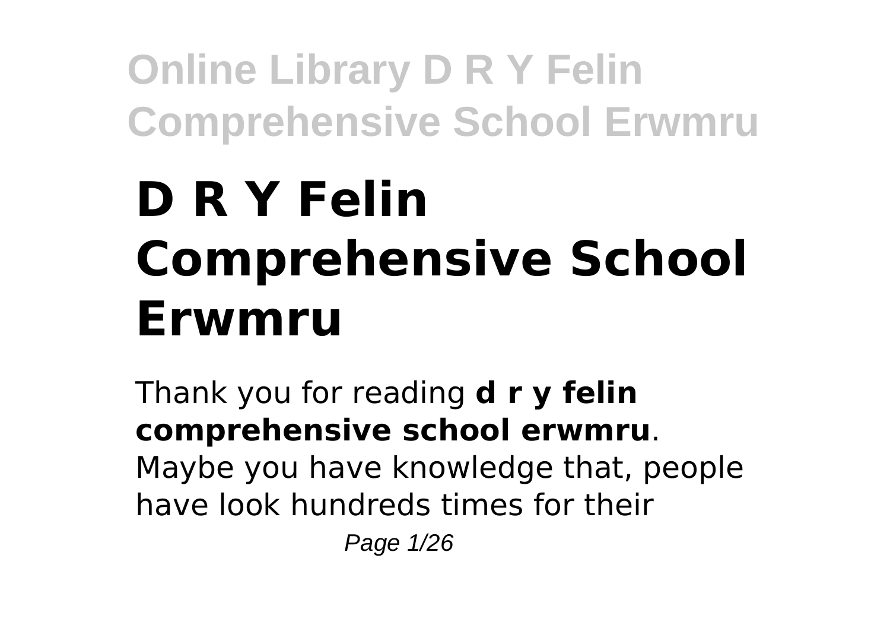# D R Y Felin Comprehensive School Erwmru

Thank you for reading **d r y felin comprehensive school erwmru**. Maybe you have knowledge that, people have look hundreds times for their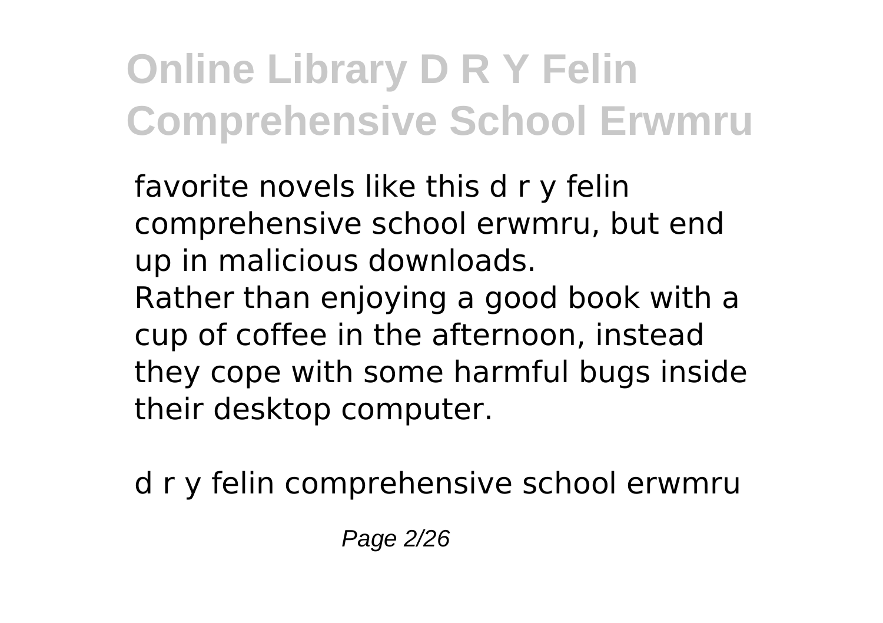favorite novels like this d r y felin comprehensive school erwmru, but end up in malicious downloads.
Rather than enjoying a good book with a cup of coffee in the afternoon, instead they cope with some harmful bugs inside their desktop computer.

d r y felin comprehensive school erwmru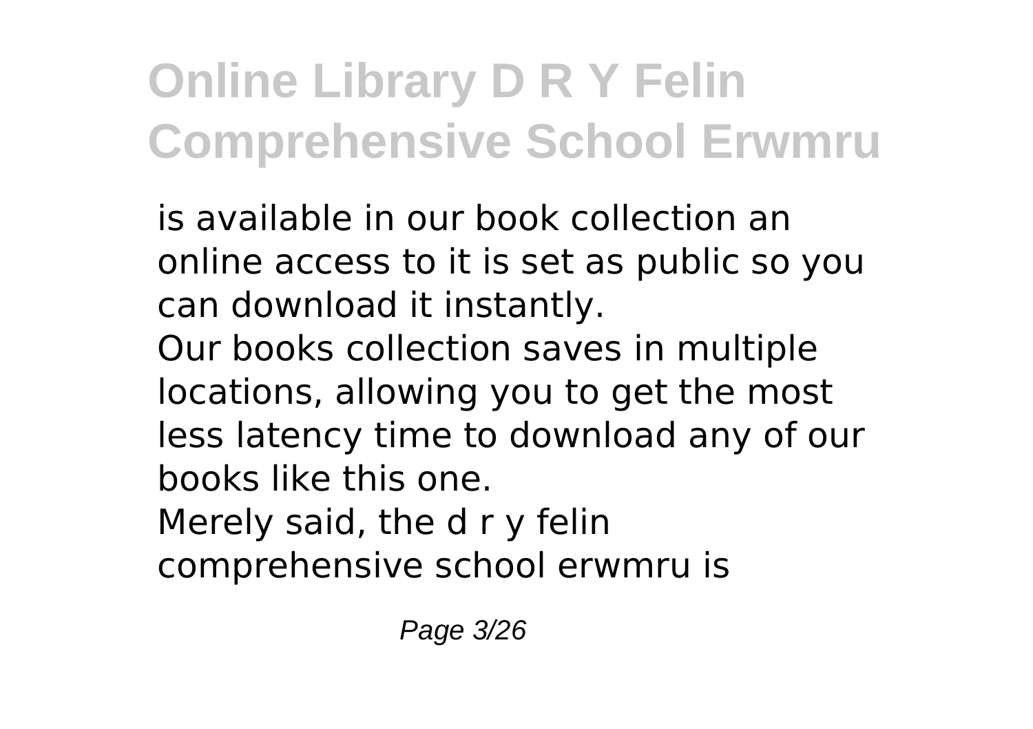is available in our book collection an online access to it is set as public so you can download it instantly.

Our books collection saves in multiple locations, allowing you to get the most less latency time to download any of our books like this one.

Merely said, the d r y felin comprehensive school erwmru is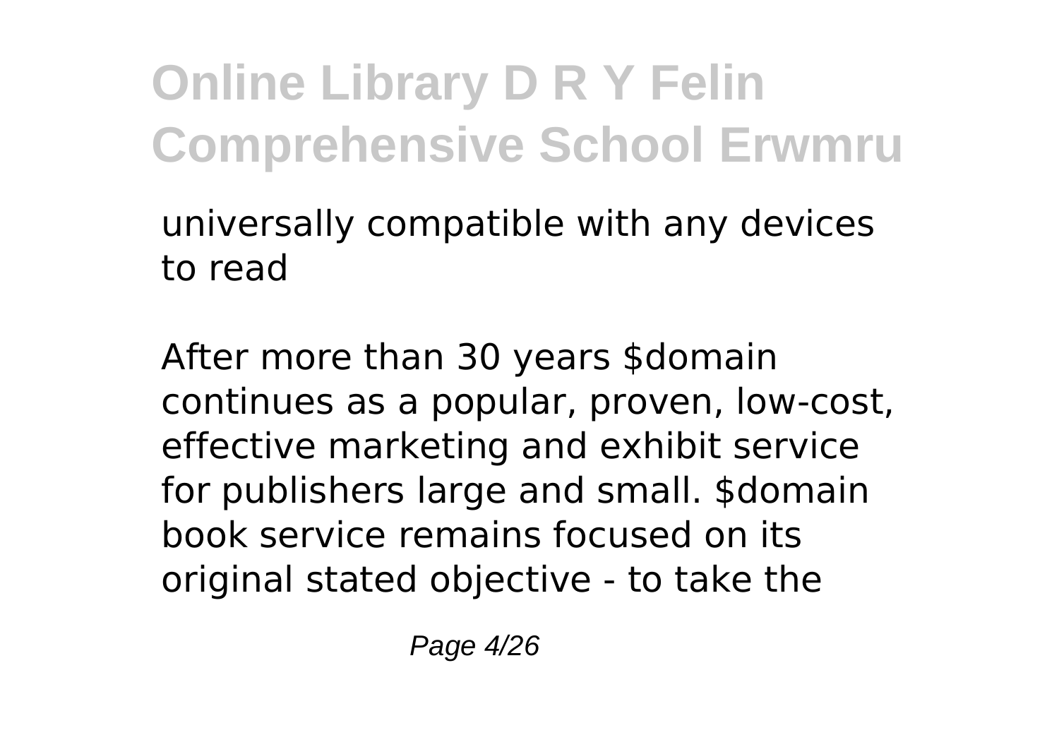universally compatible with any devices to read

After more than 30 years $domain continues as a popular, proven, low-cost, effective marketing and exhibit service for publishers large and small. $domain book service remains focused on its original stated objective - to take the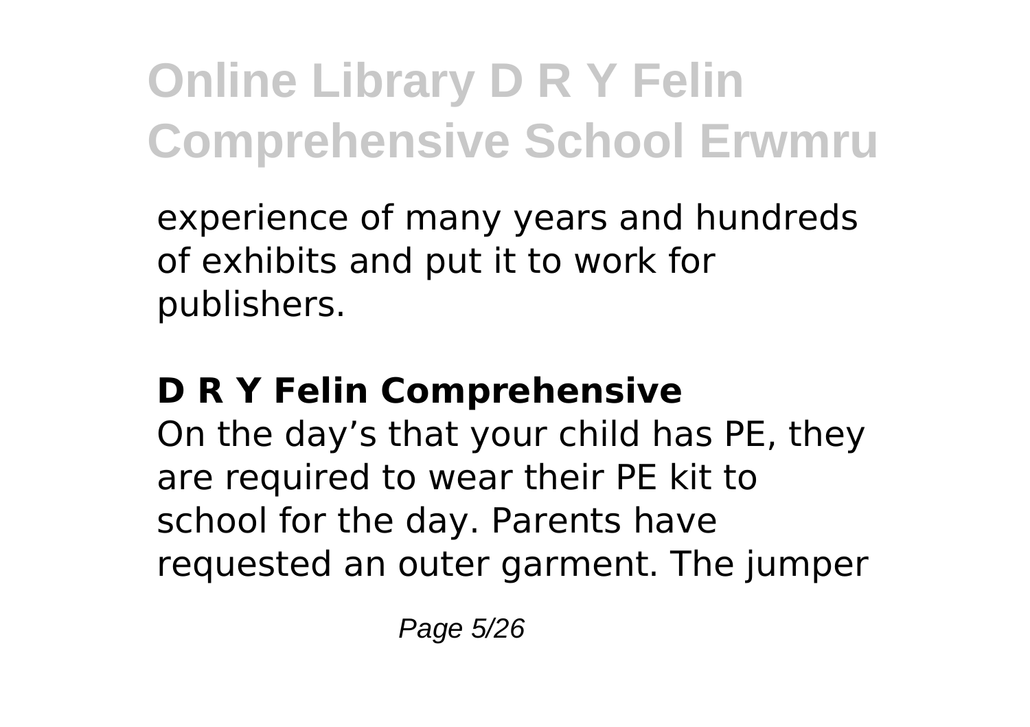experience of many years and hundreds of exhibits and put it to work for publishers.

**D R Y Felin Comprehensive**

On the day’s that your child has PE, they are required to wear their PE kit to school for the day. Parents have requested an outer garment. The jumper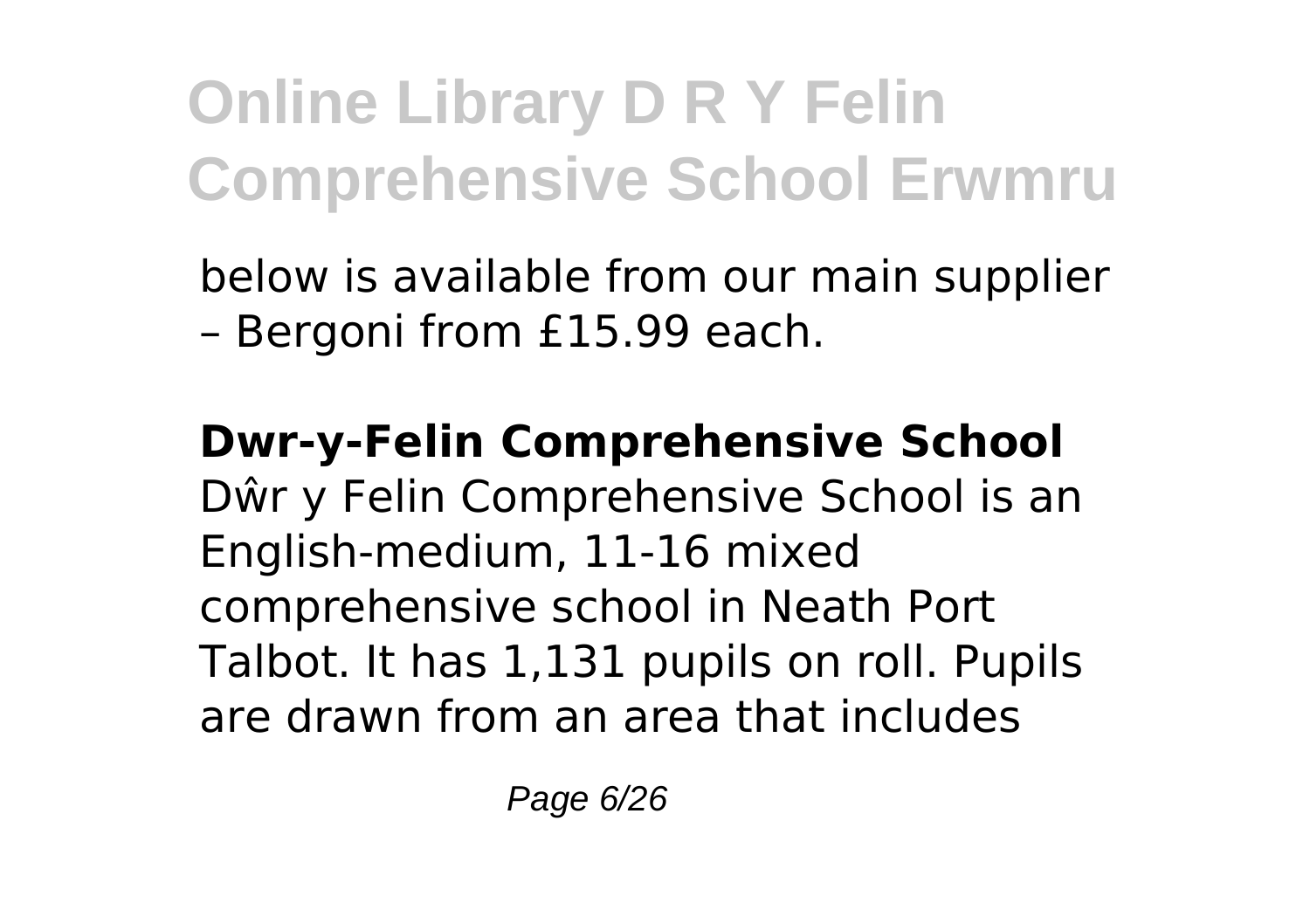below is available from our main supplier – Bergoni from £15.99 each.

**Dwr-y-Felin Comprehensive School**
Dŵr y Felin Comprehensive School is an English-medium, 11-16 mixed comprehensive school in Neath Port Talbot. It has 1,131 pupils on roll. Pupils are drawn from an area that includes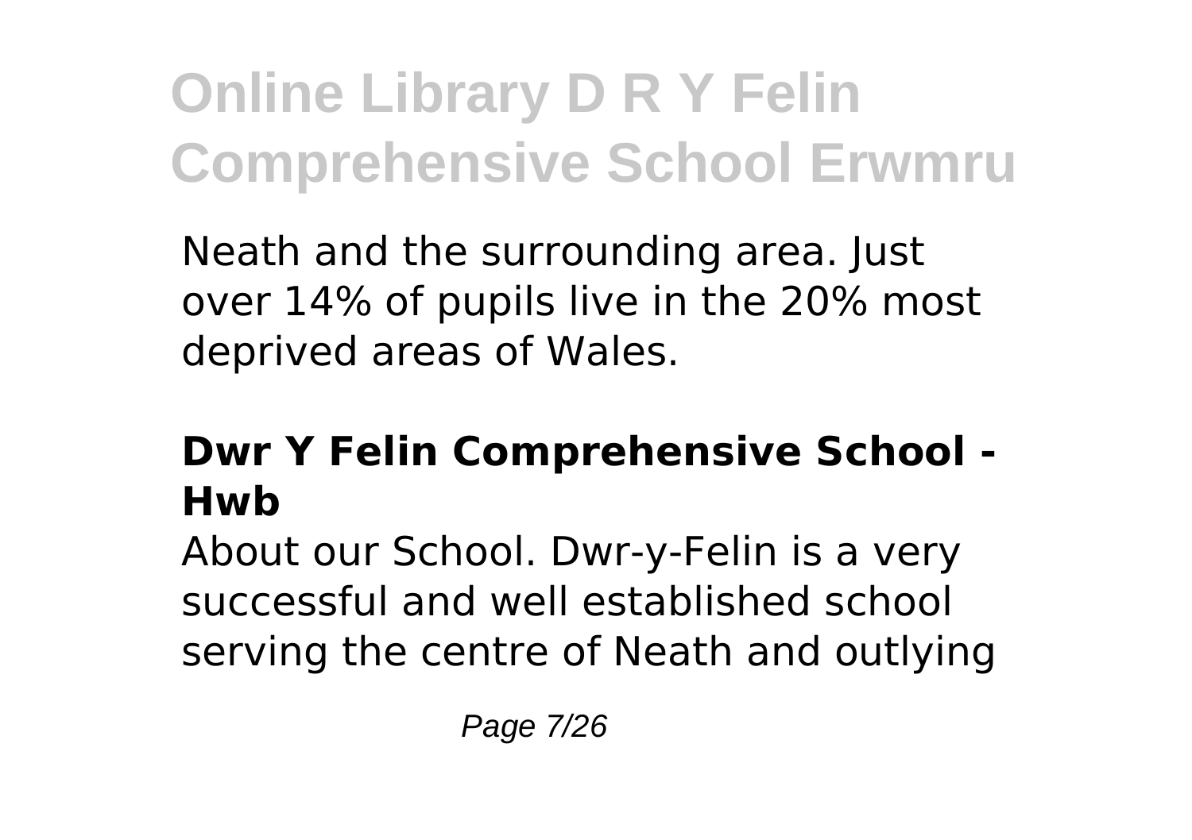Neath and the surrounding area. Just over 14% of pupils live in the 20% most deprived areas of Wales.

### **Dwr Y Felin Comprehensive School - Hwb**

About our School. Dwr-y-Felin is a very successful and well established school serving the centre of Neath and outlying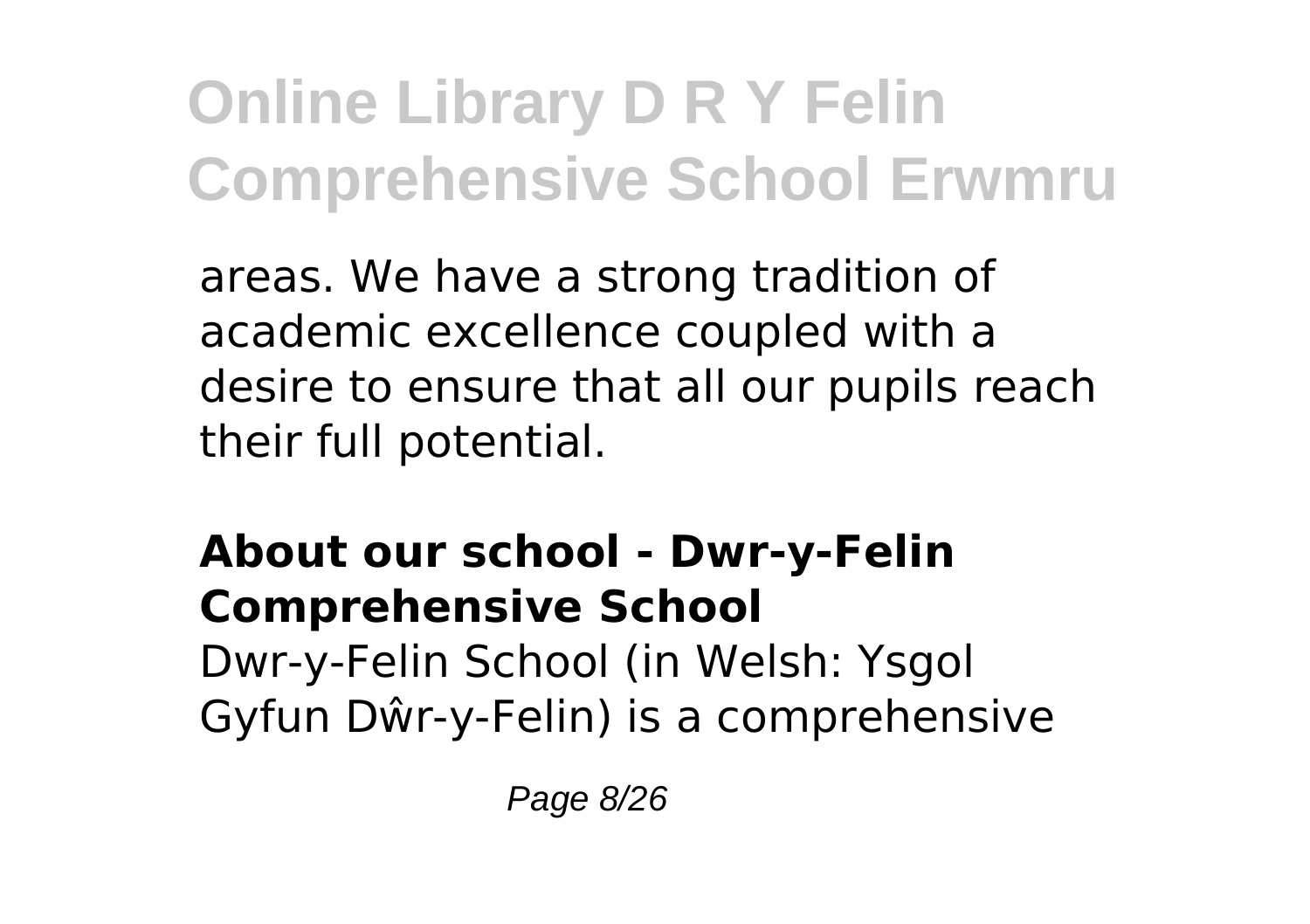areas. We have a strong tradition of academic excellence coupled with a desire to ensure that all our pupils reach their full potential.

**About our school - Dwr-y-Felin Comprehensive School**

Dwr-y-Felin School (in Welsh: Ysgol Gyfun Dŵr-y-Felin) is a comprehensive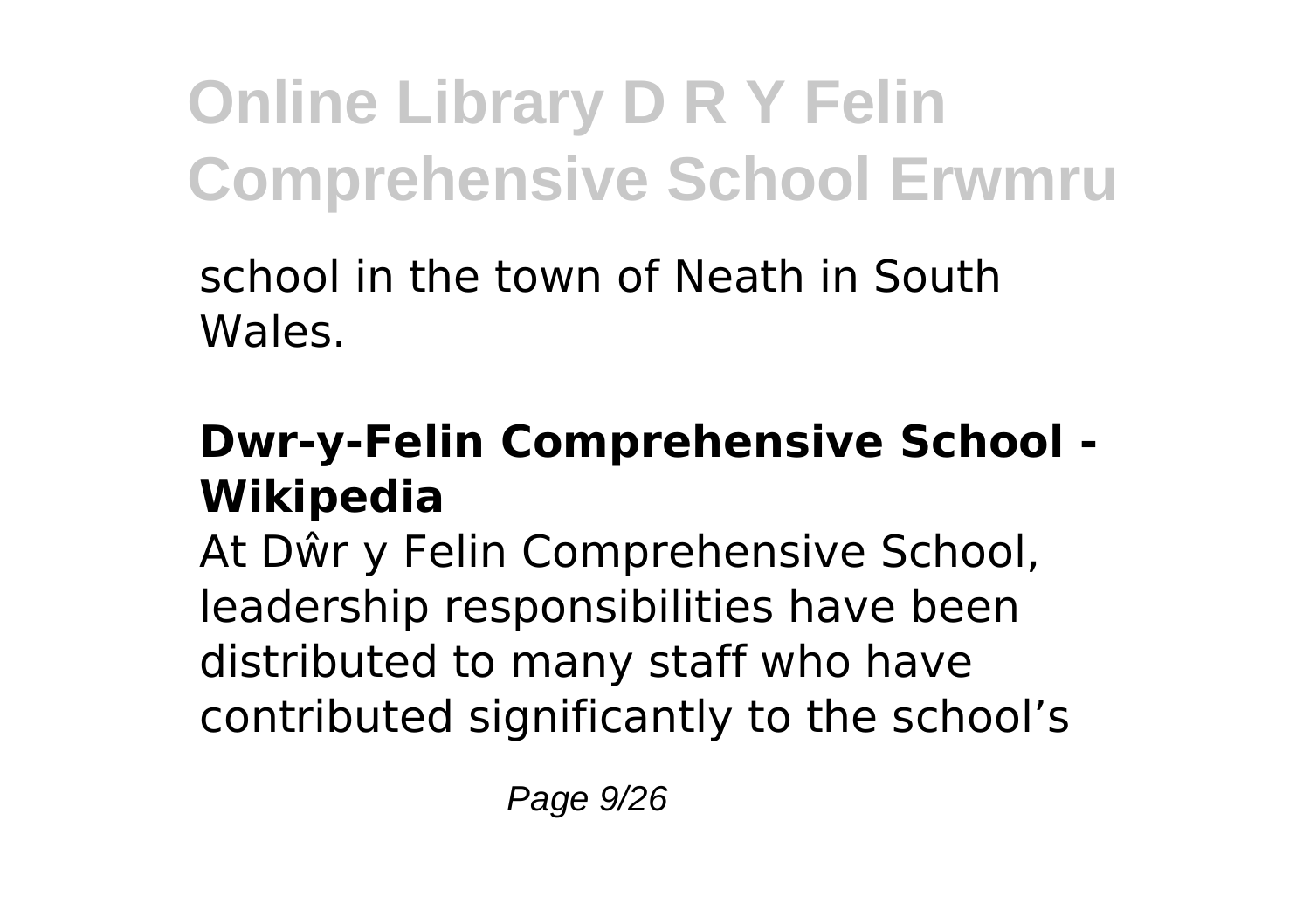school in the town of Neath in South Wales.

## Dwr-y-Felin Comprehensive School - Wikipedia

At Dŵr y Felin Comprehensive School, leadership responsibilities have been distributed to many staff who have contributed significantly to the school's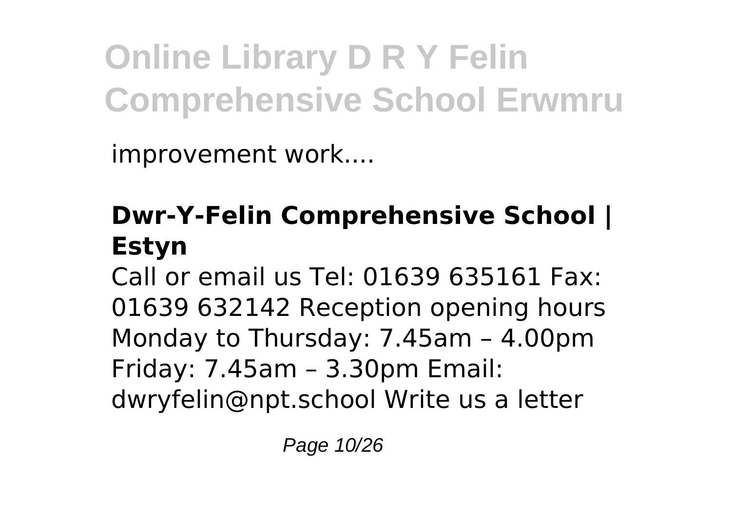improvement work....

### Dwr-Y-Felin Comprehensive School | Estyn

Call or email us Tel: 01639 635161 Fax: 01639 632142 Reception opening hours Monday to Thursday: 7.45am – 4.00pm Friday: 7.45am – 3.30pm Email: dwryfelin@npt.school Write us a letter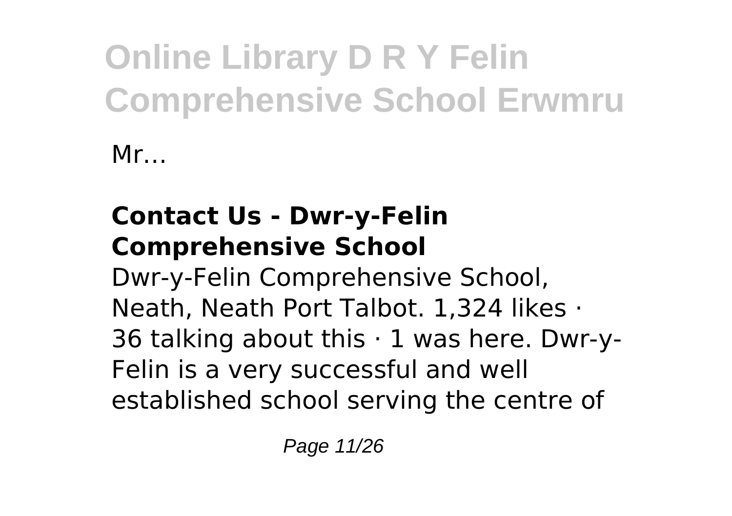Mr...

### Contact Us - Dwr-y-Felin Comprehensive School

Dwr-y-Felin Comprehensive School, Neath, Neath Port Talbot. 1,324 likes · 36 talking about this · 1 was here. Dwr-y-Felin is a very successful and well established school serving the centre of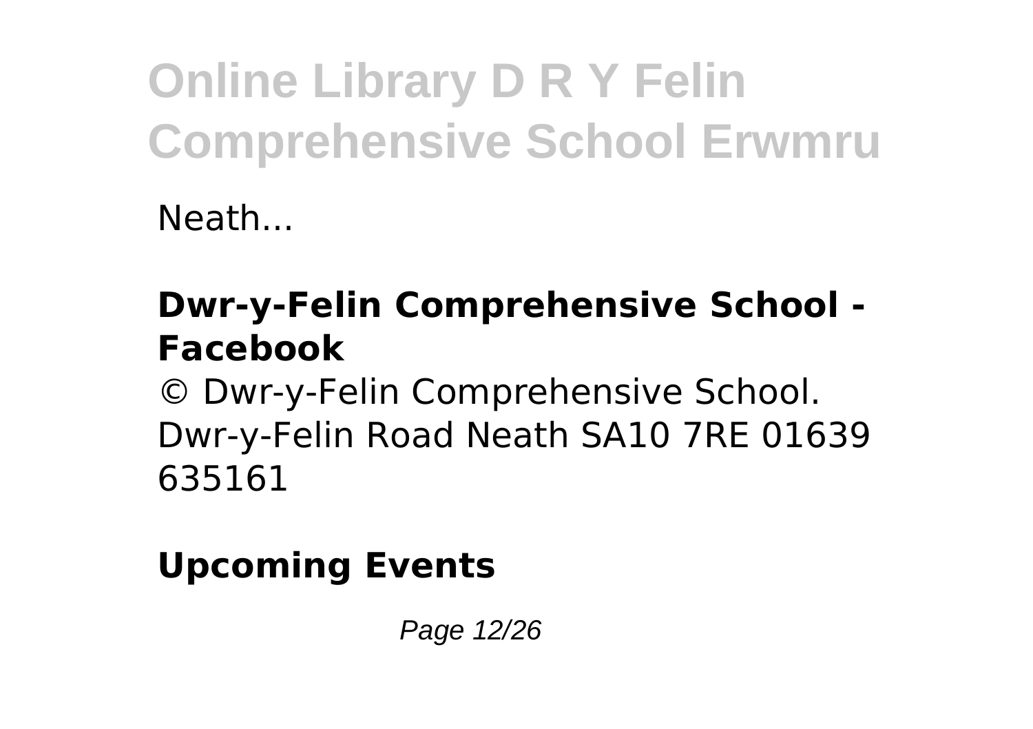Neath...

### Dwr-y-Felin Comprehensive School - Facebook

© Dwr-y-Felin Comprehensive School. Dwr-y-Felin Road Neath SA10 7RE 01639 635161

### Upcoming Events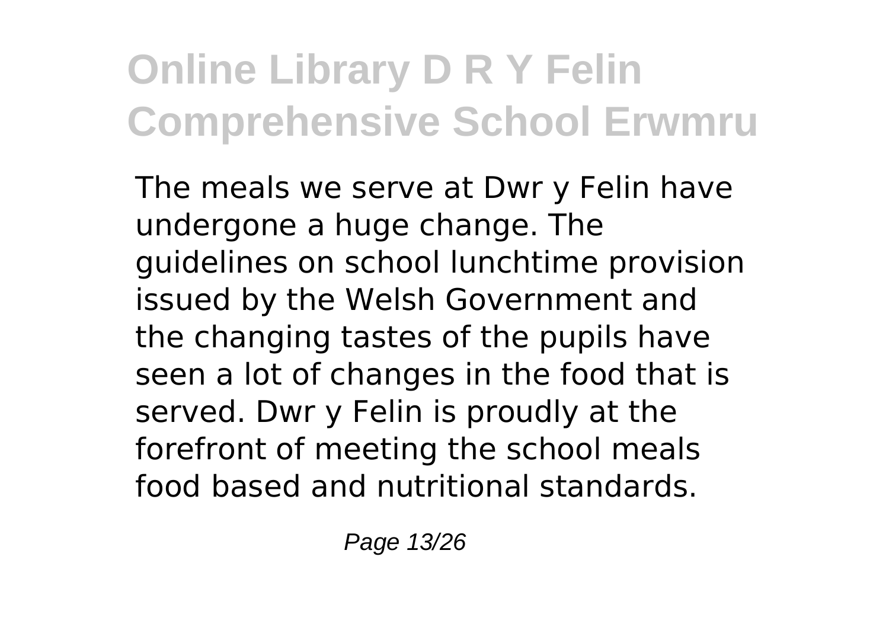The meals we serve at Dwr y Felin have undergone a huge change. The guidelines on school lunchtime provision issued by the Welsh Government and the changing tastes of the pupils have seen a lot of changes in the food that is served. Dwr y Felin is proudly at the forefront of meeting the school meals food based and nutritional standards.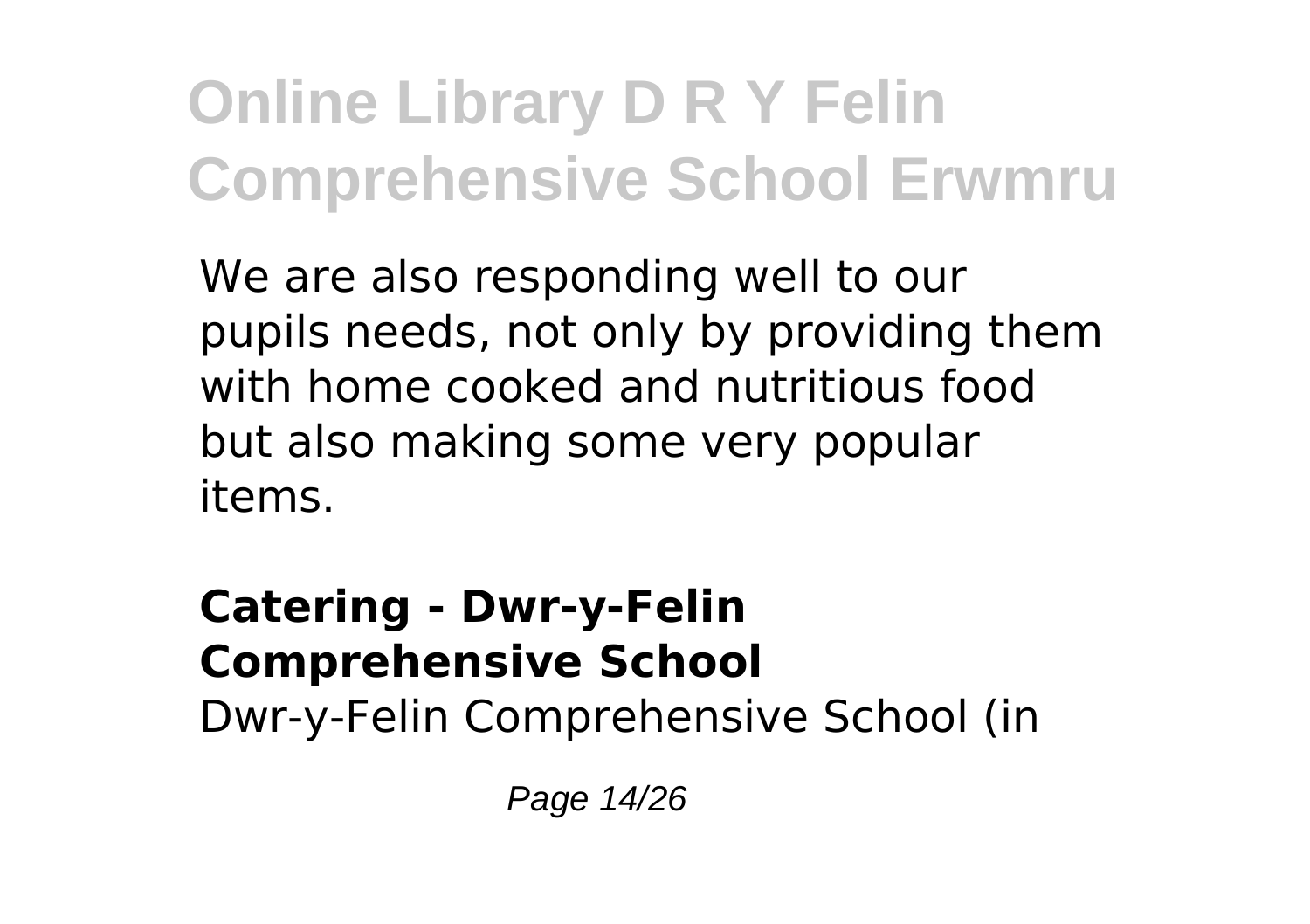We are also responding well to our pupils needs, not only by providing them with home cooked and nutritious food but also making some very popular items.

**Catering - Dwr-y-Felin Comprehensive School**

Dwr-y-Felin Comprehensive School (in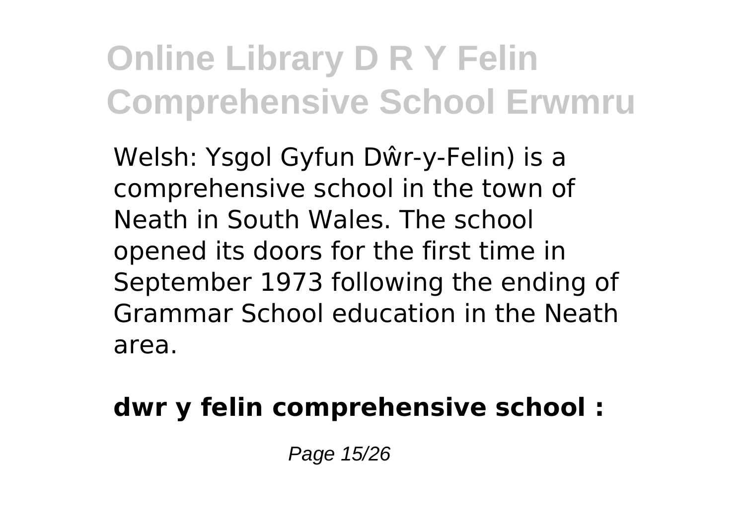Welsh: Ysgol Gyfun Dŵr-y-Felin) is a comprehensive school in the town of Neath in South Wales. The school opened its doors for the first time in September 1973 following the ending of Grammar School education in the Neath area.

**dwr y felin comprehensive school :**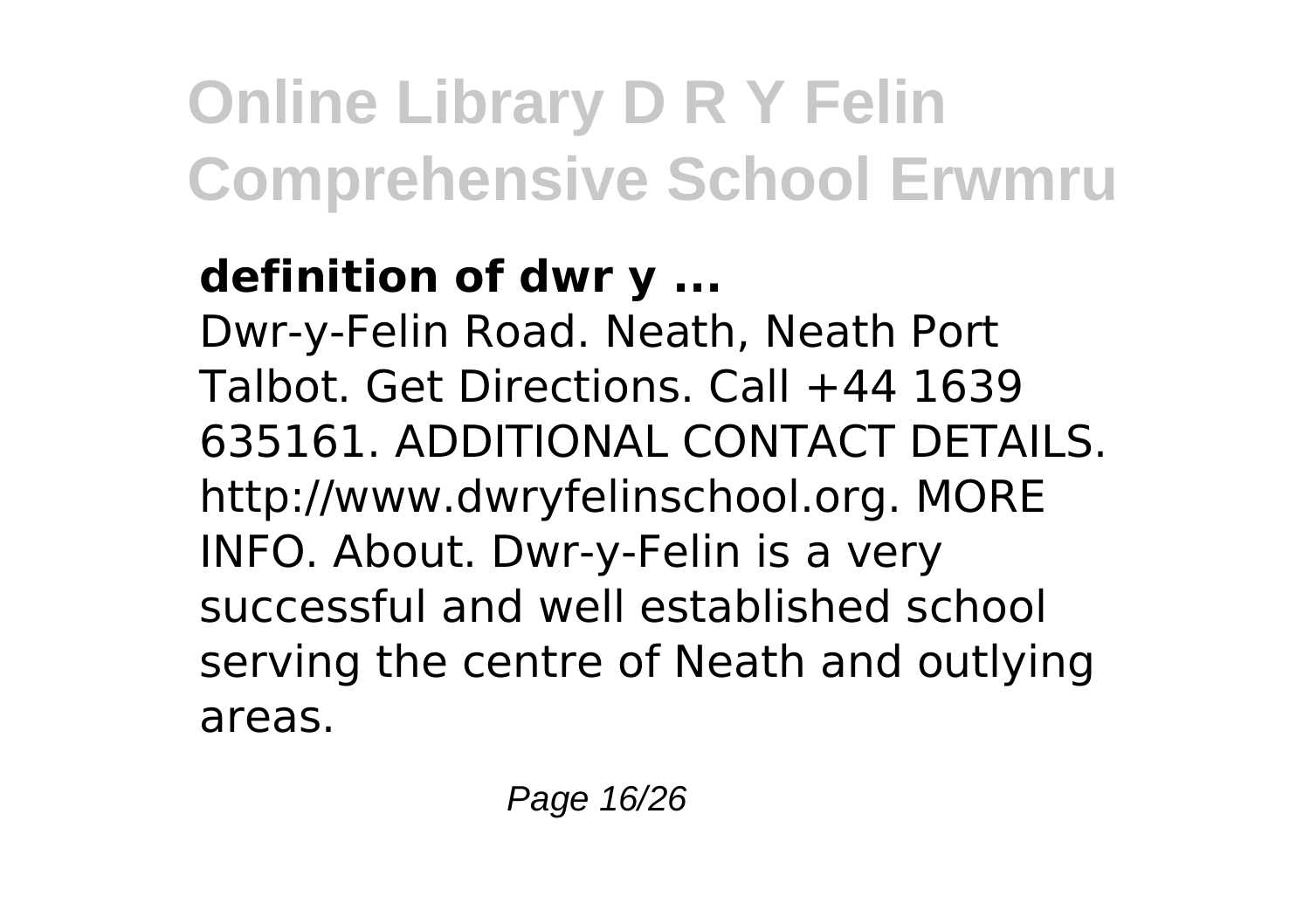**definition of dwr y ...**

Dwr-y-Felin Road. Neath, Neath Port Talbot. Get Directions. Call +44 1639 635161. ADDITIONAL CONTACT DETAILS. http://www.dwryfelinschool.org. MORE INFO. About. Dwr-y-Felin is a very successful and well established school serving the centre of Neath and outlying areas.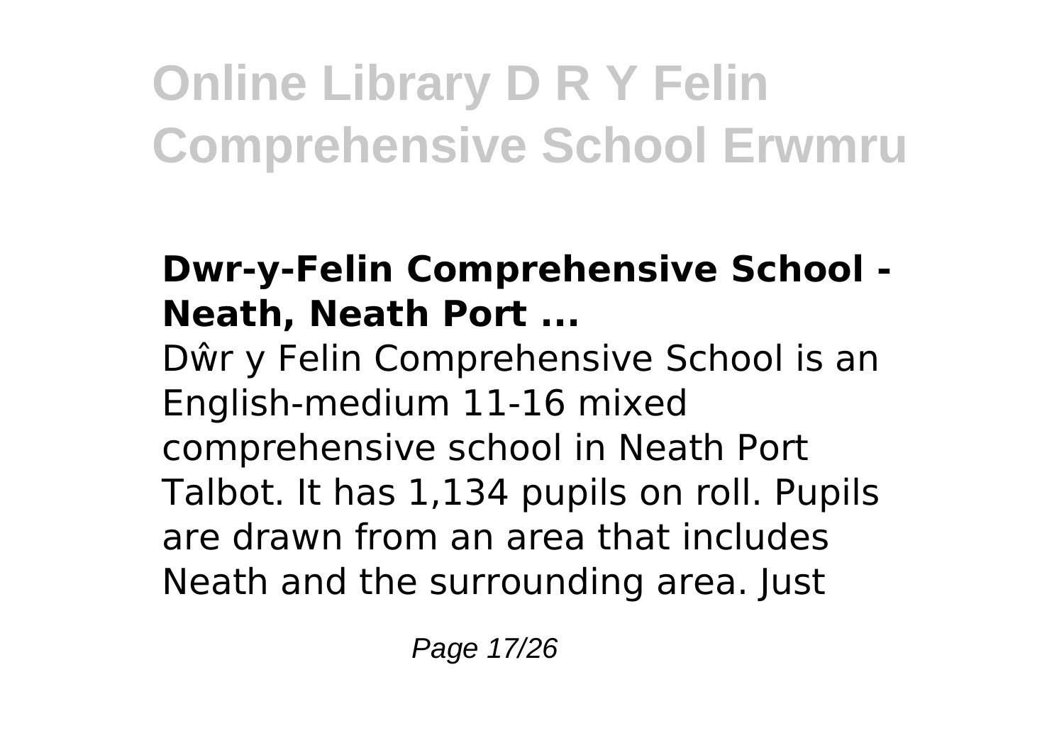### Dwr-y-Felin Comprehensive School - Neath, Neath Port ...

Dŵr y Felin Comprehensive School is an English-medium 11-16 mixed comprehensive school in Neath Port Talbot. It has 1,134 pupils on roll. Pupils are drawn from an area that includes Neath and the surrounding area. Just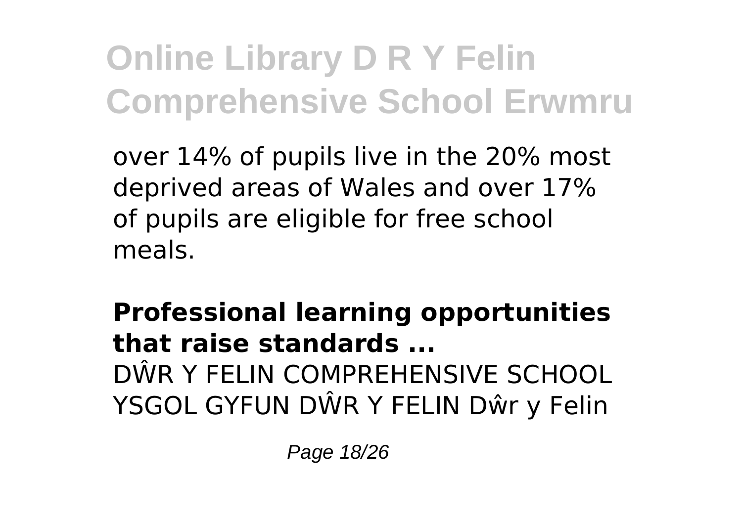over 14% of pupils live in the 20% most deprived areas of Wales and over 17% of pupils are eligible for free school meals.

**Professional learning opportunities that raise standards ...**

DŴR Y FELIN COMPREHENSIVE SCHOOL YSGOL GYFUN DŴR Y FELIN Dŵr y Felin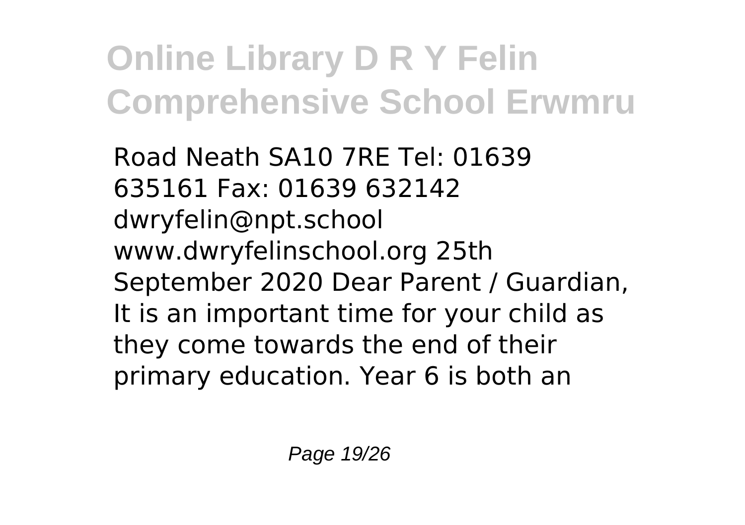Road Neath SA10 7RE Tel: 01639 635161 Fax: 01639 632142 dwryfelin@npt.school www.dwryfelinschool.org 25th September 2020 Dear Parent / Guardian, It is an important time for your child as they come towards the end of their primary education. Year 6 is both an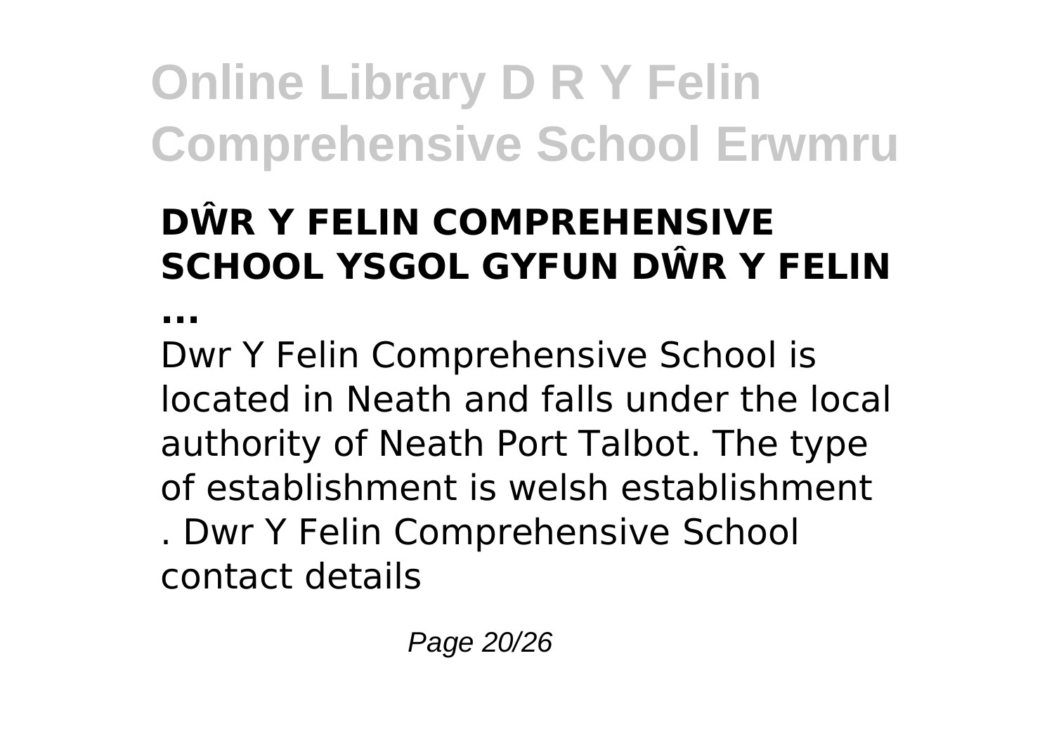### DŴR Y FELIN COMPREHENSIVE SCHOOL YSGOL GYFUN DŴR Y FELIN ...

Dwr Y Felin Comprehensive School is located in Neath and falls under the local authority of Neath Port Talbot. The type of establishment is welsh establishment . Dwr Y Felin Comprehensive School contact details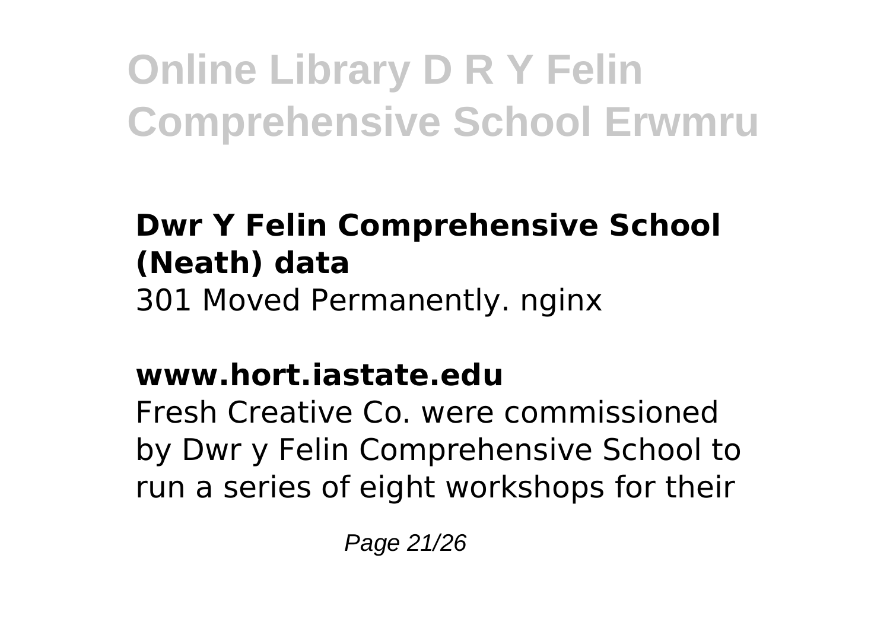### Dwr Y Felin Comprehensive School (Neath) data

301 Moved Permanently. nginx

### www.hort.iastate.edu

Fresh Creative Co. were commissioned by Dwr y Felin Comprehensive School to run a series of eight workshops for their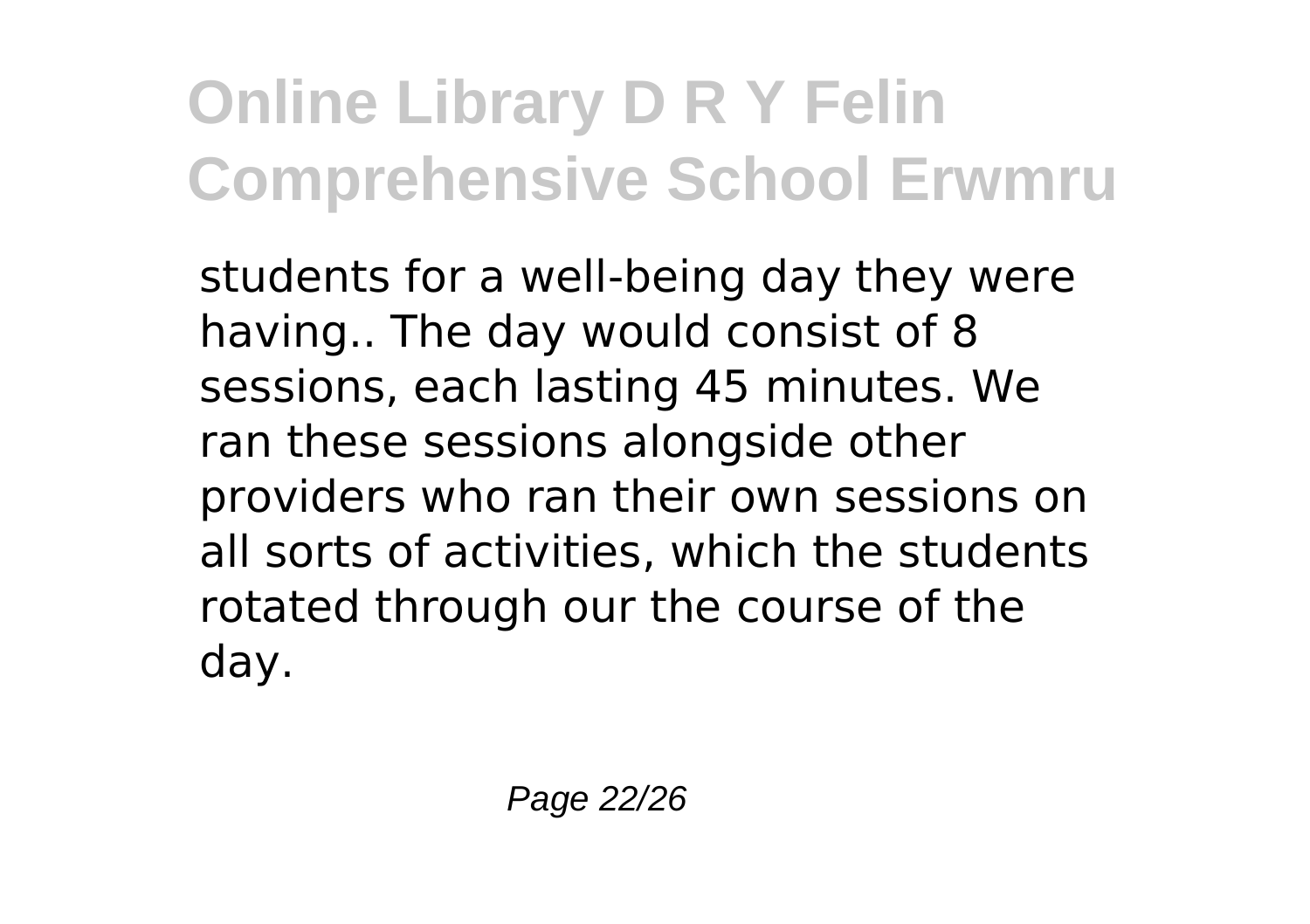students for a well-being day they were having.. The day would consist of 8 sessions, each lasting 45 minutes. We ran these sessions alongside other providers who ran their own sessions on all sorts of activities, which the students rotated through our the course of the day.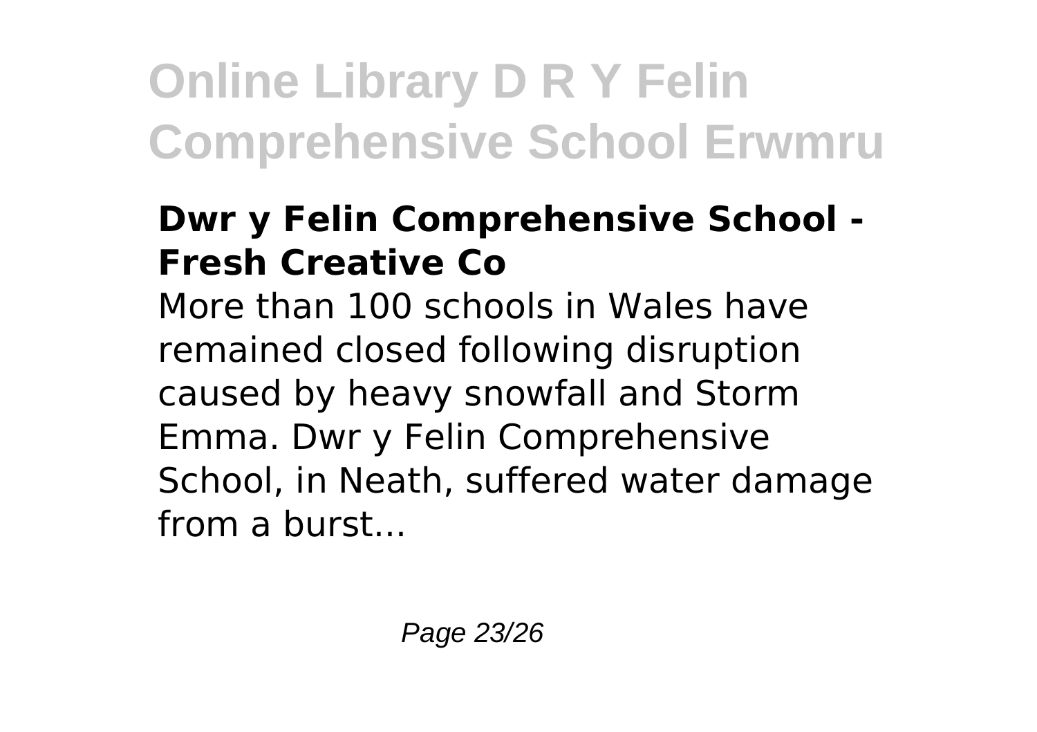### Dwr y Felin Comprehensive School - Fresh Creative Co

More than 100 schools in Wales have remained closed following disruption caused by heavy snowfall and Storm Emma. Dwr y Felin Comprehensive School, in Neath, suffered water damage from a burst...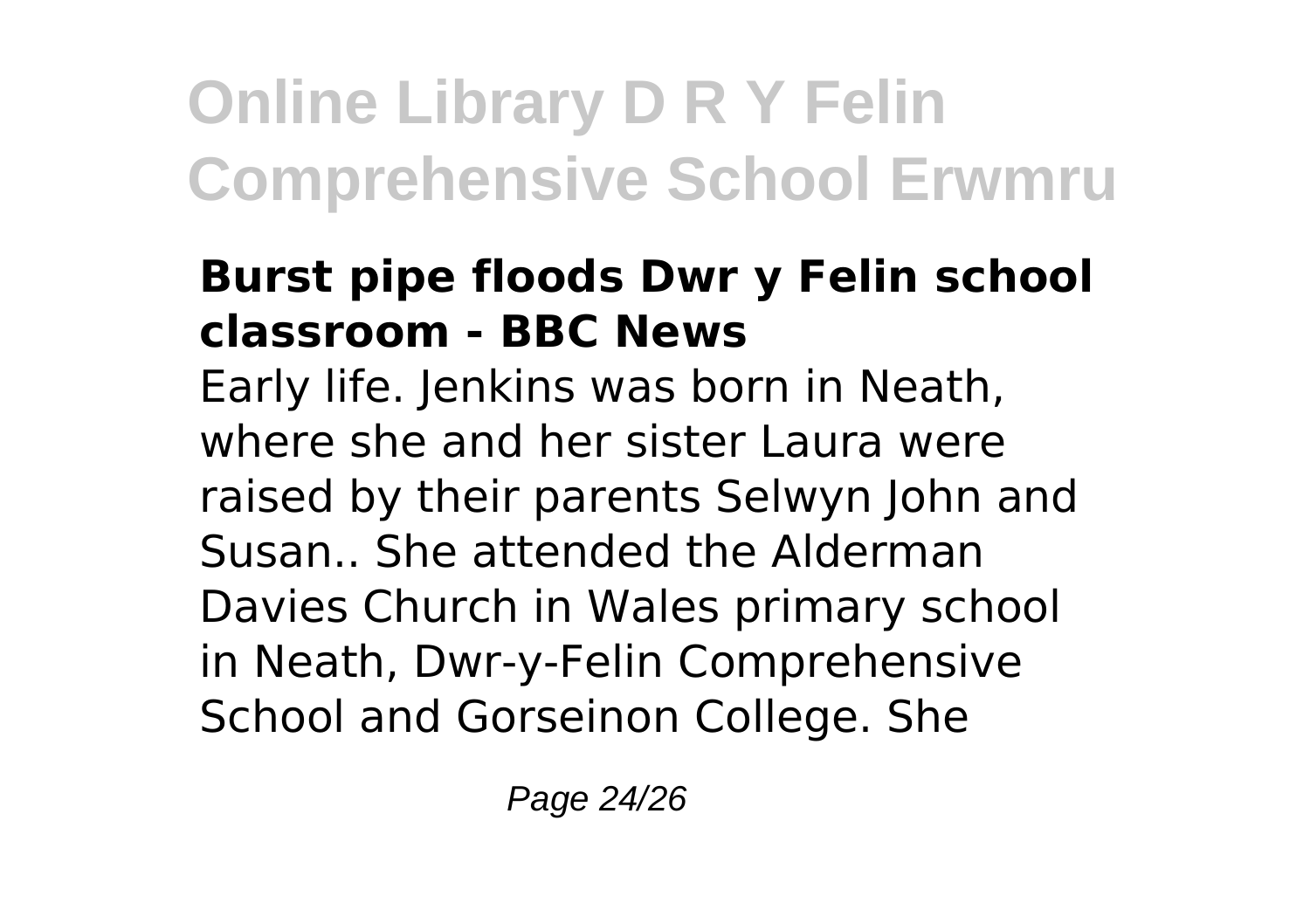### Burst pipe floods Dwr y Felin school classroom - BBC News

Early life. Jenkins was born in Neath, where she and her sister Laura were raised by their parents Selwyn John and Susan.. She attended the Alderman Davies Church in Wales primary school in Neath, Dwr-y-Felin Comprehensive School and Gorseinon College. She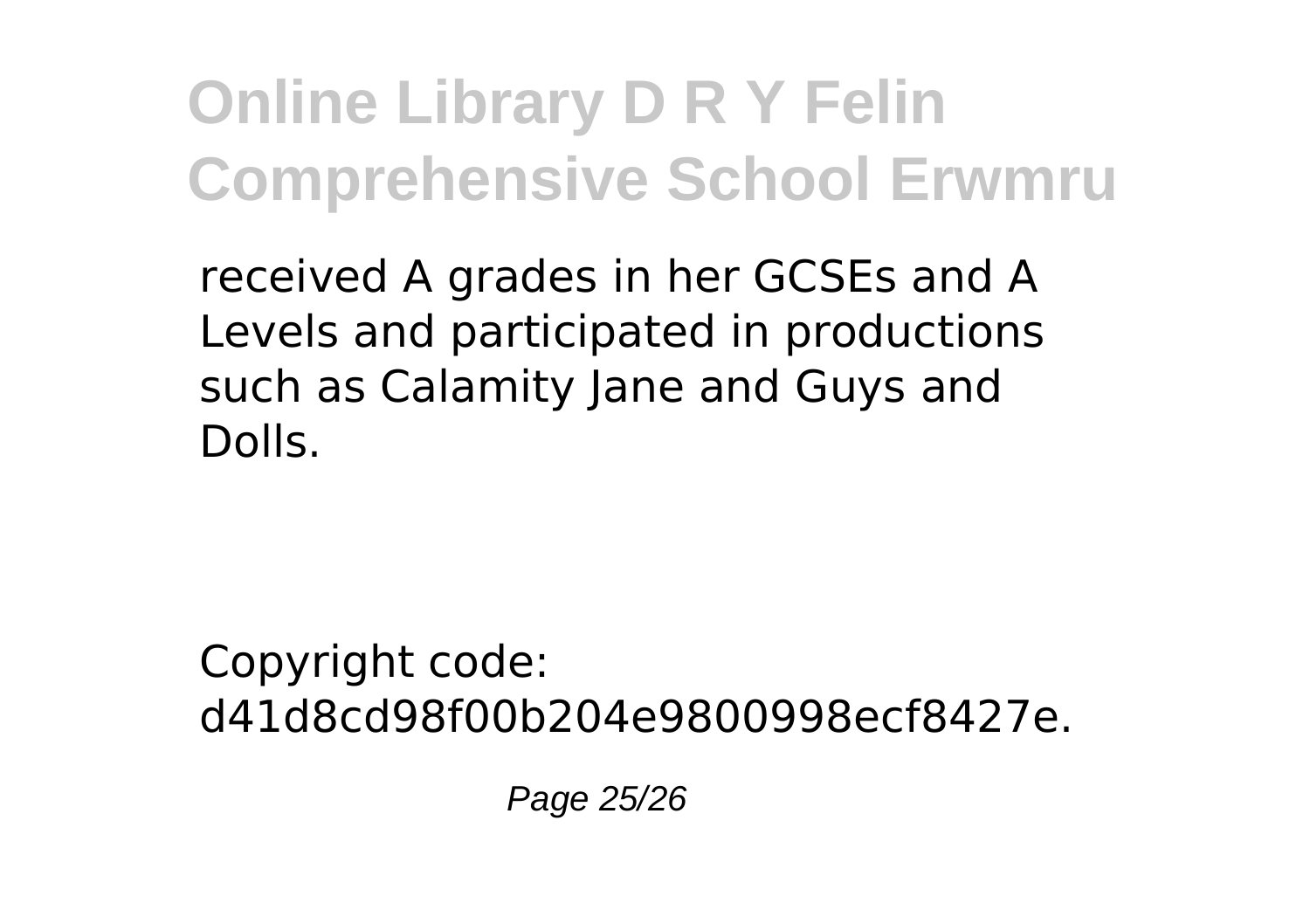received A grades in her GCSEs and A Levels and participated in productions such as Calamity Jane and Guys and Dolls.

Copyright code: d41d8cd98f00b204e9800998ecf8427e.